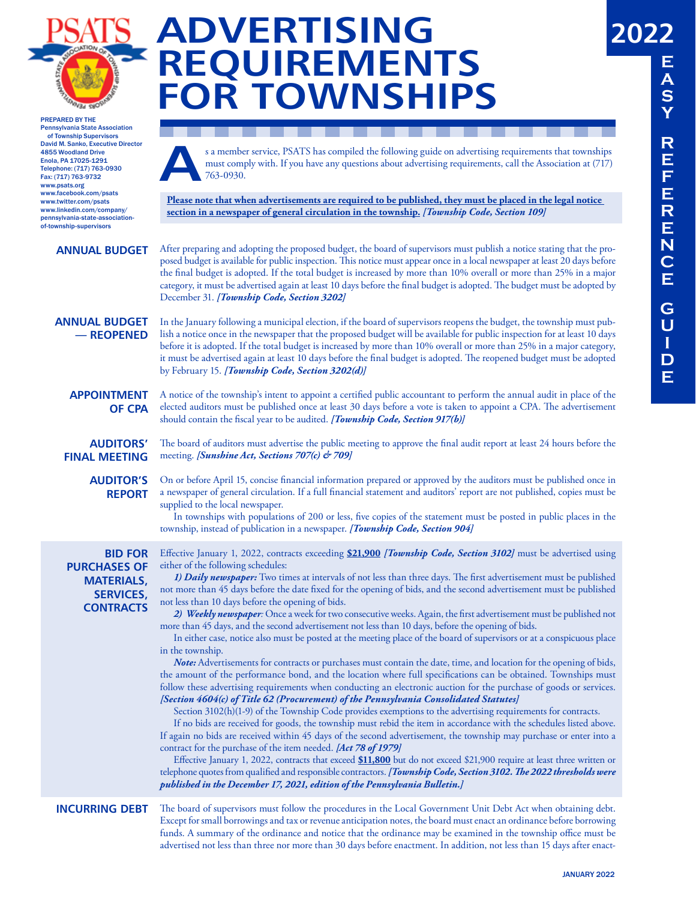# ADVERTISING REQUIREMENTS FOR TOWNSHIPS

**2022 EASY REFERENCE GUIDE**

PREPARED BY THE
Pennsylvania State Association of Township Supervisors
David M. Sanko, Executive Director
4855 Woodland Drive
Enola, PA 17025-1291
Telephone: (717) 763-0930
Fax: (717) 763-9732
www.psats.org
www.facebook.com/psats
www.twitter.com/psats
www.linkedin.com/company/pennsylvania-state-association-of-township-supervisors

As a member service, PSATS has compiled the following guide on advertising requirements that townships must comply with. If you have any questions about advertising requirements, call the Association at (717) 763-0930.

**Please note that when advertisements are required to be published, they must be placed in the legal notice section in a newspaper of general circulation in the township.** ***[Township Code, Section 109]***

## ANNUAL BUDGET

After preparing and adopting the proposed budget, the board of supervisors must publish a notice stating that the proposed budget is available for public inspection. This notice must appear once in a local newspaper at least 20 days before the final budget is adopted. If the total budget is increased by more than 10% overall or more than 25% in a major category, it must be advertised again at least 10 days before the final budget is adopted. The budget must be adopted by December 31. ***[Township Code, Section 3202]***

## ANNUAL BUDGET — REOPENED

In the January following a municipal election, if the board of supervisors reopens the budget, the township must publish a notice once in the newspaper that the proposed budget will be available for public inspection for at least 10 days before it is adopted. If the total budget is increased by more than 10% overall or more than 25% in a major category, it must be advertised again at least 10 days before the final budget is adopted. The reopened budget must be adopted by February 15. ***[Township Code, Section 3202(d)]***

## APPOINTMENT OF CPA

A notice of the township's intent to appoint a certified public accountant to perform the annual audit in place of the elected auditors must be published once at least 30 days before a vote is taken to appoint a CPA. The advertisement should contain the fiscal year to be audited. ***[Township Code, Section 917(b)]***

## AUDITORS' FINAL MEETING

The board of auditors must advertise the public meeting to approve the final audit report at least 24 hours before the meeting. ***[Sunshine Act, Sections 707(c) & 709]***

## AUDITOR'S REPORT

On or before April 15, concise financial information prepared or approved by the auditors must be published once in a newspaper of general circulation. If a full financial statement and auditors' report are not published, copies must be supplied to the local newspaper.

In townships with populations of 200 or less, five copies of the statement must be posted in public places in the township, instead of publication in a newspaper. ***[Township Code, Section 904]***

## BID FOR PURCHASES OF MATERIALS, SERVICES, CONTRACTS

Effective January 1, 2022, contracts exceeding **$21,900** ***[Township Code, Section 3102]*** must be advertised using either of the following schedules:

***1) Daily newspaper:*** Two times at intervals of not less than three days. The first advertisement must be published not more than 45 days before the date fixed for the opening of bids, and the second advertisement must be published not less than 10 days before the opening of bids.

***2) Weekly newspaper:*** Once a week for two consecutive weeks. Again, the first advertisement must be published not more than 45 days, and the second advertisement not less than 10 days, before the opening of bids.

In either case, notice also must be posted at the meeting place of the board of supervisors or at a conspicuous place in the township.

***Note:*** Advertisements for contracts or purchases must contain the date, time, and location for the opening of bids, the amount of the performance bond, and the location where full specifications can be obtained. Townships must follow these advertising requirements when conducting an electronic auction for the purchase of goods or services. ***[Section 4604(c) of Title 62 (Procurement) of the Pennsylvania Consolidated Statutes]***

Section 3102(h)(1-9) of the Township Code provides exemptions to the advertising requirements for contracts.

If no bids are received for goods, the township must rebid the item in accordance with the schedules listed above. If again no bids are received within 45 days of the second advertisement, the township may purchase or enter into a contract for the purchase of the item needed. ***[Act 78 of 1979]***

Effective January 1, 2022, contracts that exceed **$11,800** but do not exceed $21,900 require at least three written or telephone quotes from qualified and responsible contractors. ***[Township Code, Section 3102. The 2022 thresholds were published in the December 17, 2021, edition of the Pennsylvania Bulletin.]***

## INCURRING DEBT

The board of supervisors must follow the procedures in the Local Government Unit Debt Act when obtaining debt. Except for small borrowings and tax or revenue anticipation notes, the board must enact an ordinance before borrowing funds. A summary of the ordinance and notice that the ordinance may be examined in the township office must be advertised not less than three nor more than 30 days before enactment. In addition, not less than 15 days after enact-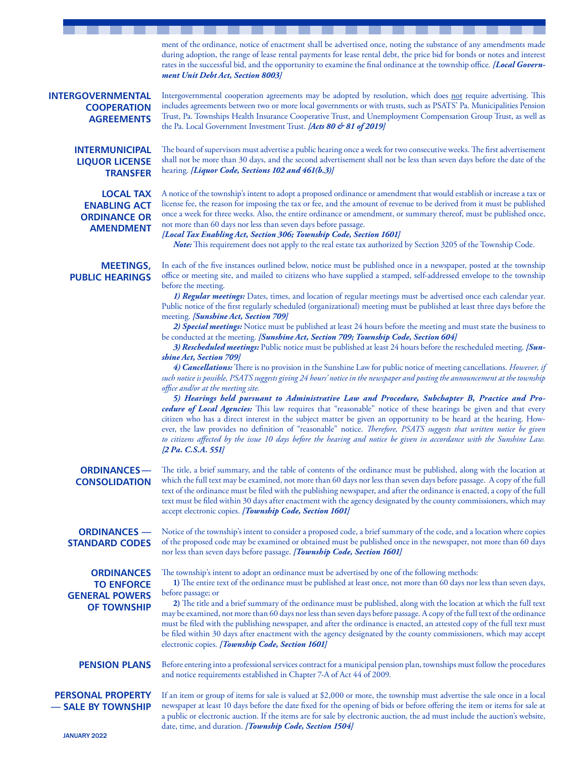ment of the ordinance, notice of enactment shall be advertised once, noting the substance of any amendments made during adoption, the range of lease rental payments for lease rental debt, the price bid for bonds or notes and interest rates in the successful bid, and the opportunity to examine the final ordinance at the township office. ***[Local Government Unit Debt Act, Section 8003]***

### INTERGOVERNMENTAL COOPERATION AGREEMENTS

Intergovernmental cooperation agreements may be adopted by resolution, which does <u>not</u> require advertising. This includes agreements between two or more local governments or with trusts, such as PSATS' Pa. Municipalities Pension Trust, Pa. Townships Health Insurance Cooperative Trust, and Unemployment Compensation Group Trust, as well as the Pa. Local Government Investment Trust. ***[Acts 80 & 81 of 2019]***

### INTERMUNICIPAL LIQUOR LICENSE TRANSFER

The board of supervisors must advertise a public hearing once a week for two consecutive weeks. The first advertisement shall not be more than 30 days, and the second advertisement shall not be less than seven days before the date of the hearing. ***[Liquor Code, Sections 102 and 461(b.3)]***

### LOCAL TAX ENABLING ACT ORDINANCE OR AMENDMENT

A notice of the township's intent to adopt a proposed ordinance or amendment that would establish or increase a tax or license fee, the reason for imposing the tax or fee, and the amount of revenue to be derived from it must be published once a week for three weeks. Also, the entire ordinance or amendment, or summary thereof, must be published once, not more than 60 days nor less than seven days before passage.
***[Local Tax Enabling Act, Section 306; Township Code, Section 1601]***

***Note:*** This requirement does not apply to the real estate tax authorized by Section 3205 of the Township Code.

### MEETINGS, PUBLIC HEARINGS

In each of the five instances outlined below, notice must be published once in a newspaper, posted at the township office or meeting site, and mailed to citizens who have supplied a stamped, self-addressed envelope to the township before the meeting.

***1) Regular meetings:*** Dates, times, and location of regular meetings must be advertised once each calendar year. Public notice of the first regularly scheduled (organizational) meeting must be published at least three days before the meeting. ***[Sunshine Act, Section 709]***

***2) Special meetings:*** Notice must be published at least 24 hours before the meeting and must state the business to be conducted at the meeting. ***[Sunshine Act, Section 709; Township Code, Section 604]***

***3) Rescheduled meetings:*** Public notice must be published at least 24 hours before the rescheduled meeting. ***[Sunshine Act, Section 709]***

***4) Cancellations:*** There is no provision in the Sunshine Law for public notice of meeting cancellations. *However, if such notice is possible, PSATS suggests giving 24 hours' notice in the newspaper and posting the announcement at the township office and/or at the meeting site.*

***5) Hearings held pursuant to Administrative Law and Procedure, Subchapter B, Practice and Procedure of Local Agencies:*** This law requires that "reasonable" notice of these hearings be given and that every citizen who has a direct interest in the subject matter be given an opportunity to be heard at the hearing. However, the law provides no definition of "reasonable" notice. *Therefore, PSATS suggests that written notice be given to citizens affected by the issue 10 days before the hearing and notice be given in accordance with the Sunshine Law.* ***[2 Pa. C.S.A. 551]***

### ORDINANCES— CONSOLIDATION

The title, a brief summary, and the table of contents of the ordinance must be published, along with the location at which the full text may be examined, not more than 60 days nor less than seven days before passage. A copy of the full text of the ordinance must be filed with the publishing newspaper, and after the ordinance is enacted, a copy of the full text must be filed within 30 days after enactment with the agency designated by the county commissioners, which may accept electronic copies. ***[Township Code, Section 1601]***

### ORDINANCES — STANDARD CODES

Notice of the township's intent to consider a proposed code, a brief summary of the code, and a location where copies of the proposed code may be examined or obtained must be published once in the newspaper, not more than 60 days nor less than seven days before passage. ***[Township Code, Section 1601]***

### ORDINANCES TO ENFORCE GENERAL POWERS OF TOWNSHIP

The township's intent to adopt an ordinance must be advertised by one of the following methods:

**1)** The entire text of the ordinance must be published at least once, not more than 60 days nor less than seven days, before passage; or

**2)** The title and a brief summary of the ordinance must be published, along with the location at which the full text may be examined, not more than 60 days nor less than seven days before passage. A copy of the full text of the ordinance must be filed with the publishing newspaper, and after the ordinance is enacted, an attested copy of the full text must be filed within 30 days after enactment with the agency designated by the county commissioners, which may accept electronic copies. ***[Township Code, Section 1601]***

### PENSION PLANS

Before entering into a professional services contract for a municipal pension plan, townships must follow the procedures and notice requirements established in Chapter 7-A of Act 44 of 2009.

### PERSONAL PROPERTY — SALE BY TOWNSHIP

If an item or group of items for sale is valued at $2,000 or more, the township must advertise the sale once in a local newspaper at least 10 days before the date fixed for the opening of bids or before offering the item or items for sale at a public or electronic auction. If the items are for sale by electronic auction, the ad must include the auction's website, date, time, and duration. ***[Township Code, Section 1504]***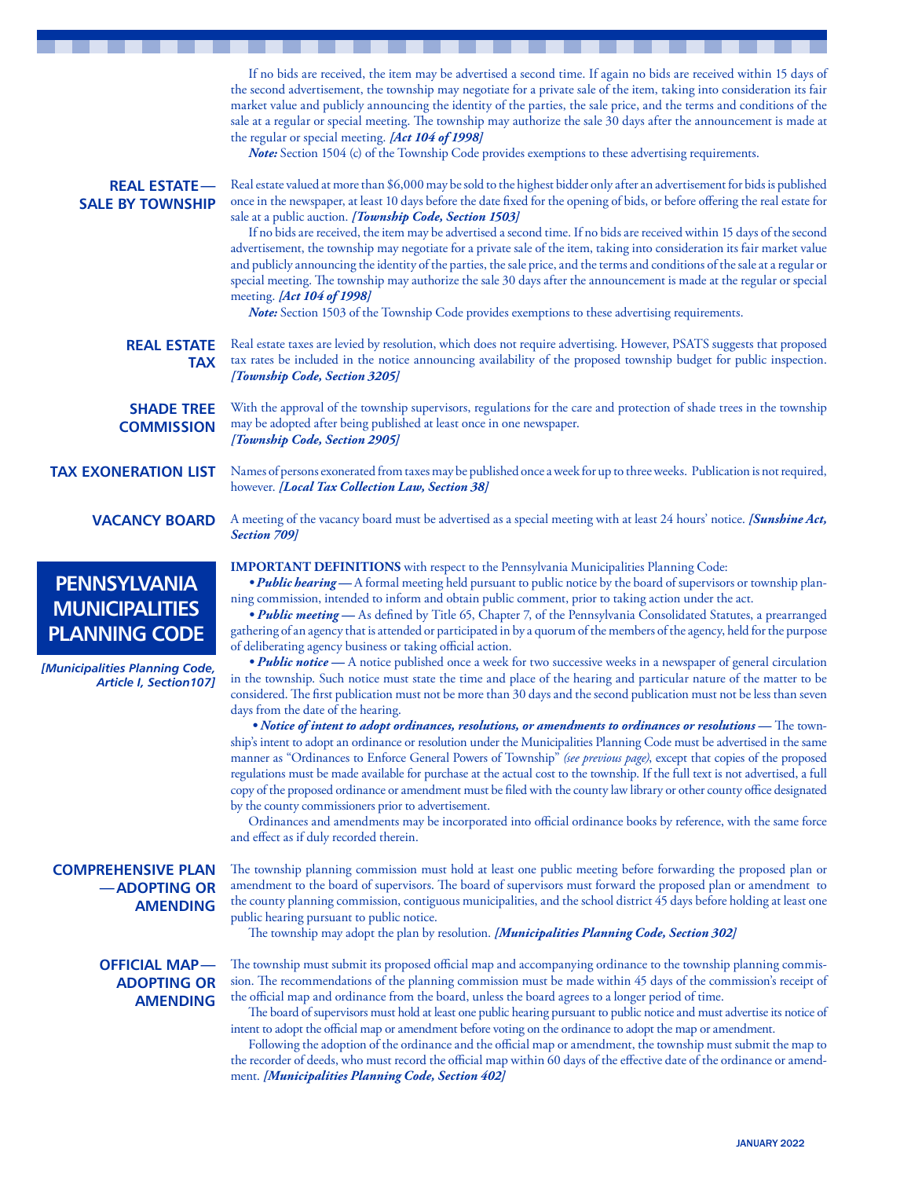If no bids are received, the item may be advertised a second time. If again no bids are received within 15 days of the second advertisement, the township may negotiate for a private sale of the item, taking into consideration its fair market value and publicly announcing the identity of the parties, the sale price, and the terms and conditions of the sale at a regular or special meeting. The township may authorize the sale 30 days after the announcement is made at the regular or special meeting. ***[Act 104 of 1998]***

***Note:*** Section 1504 (c) of the Township Code provides exemptions to these advertising requirements.

### REAL ESTATE — SALE BY TOWNSHIP

Real estate valued at more than $6,000 may be sold to the highest bidder only after an advertisement for bids is published once in the newspaper, at least 10 days before the date fixed for the opening of bids, or before offering the real estate for sale at a public auction. ***[Township Code, Section 1503]***

If no bids are received, the item may be advertised a second time. If no bids are received within 15 days of the second advertisement, the township may negotiate for a private sale of the item, taking into consideration its fair market value and publicly announcing the identity of the parties, the sale price, and the terms and conditions of the sale at a regular or special meeting. The township may authorize the sale 30 days after the announcement is made at the regular or special meeting. ***[Act 104 of 1998]***

***Note:*** Section 1503 of the Township Code provides exemptions to these advertising requirements.

### REAL ESTATE TAX

Real estate taxes are levied by resolution, which does not require advertising. However, PSATS suggests that proposed tax rates be included in the notice announcing availability of the proposed township budget for public inspection. ***[Township Code, Section 3205]***

### SHADE TREE COMMISSION

With the approval of the township supervisors, regulations for the care and protection of shade trees in the township may be adopted after being published at least once in one newspaper.
***[Township Code, Section 2905]***

### TAX EXONERATION LIST

Names of persons exonerated from taxes may be published once a week for up to three weeks. Publication is not required, however. ***[Local Tax Collection Law, Section 38]***

### VACANCY BOARD

A meeting of the vacancy board must be advertised as a special meeting with at least 24 hours' notice. ***[Sunshine Act, Section 709]***

## PENNSYLVANIA MUNICIPALITIES PLANNING CODE

***[Municipalities Planning Code, Article I, Section107]***

**IMPORTANT DEFINITIONS** with respect to the Pennsylvania Municipalities Planning Code:

- ***Public hearing —*** A formal meeting held pursuant to public notice by the board of supervisors or township planning commission, intended to inform and obtain public comment, prior to taking action under the act.
- ***Public meeting —*** As defined by Title 65, Chapter 7, of the Pennsylvania Consolidated Statutes, a prearranged gathering of an agency that is attended or participated in by a quorum of the members of the agency, held for the purpose of deliberating agency business or taking official action.
- ***Public notice —*** A notice published once a week for two successive weeks in a newspaper of general circulation in the township. Such notice must state the time and place of the hearing and particular nature of the matter to be considered. The first publication must not be more than 30 days and the second publication must not be less than seven days from the date of the hearing.
- ***Notice of intent to adopt ordinances, resolutions, or amendments to ordinances or resolutions —*** The township's intent to adopt an ordinance or resolution under the Municipalities Planning Code must be advertised in the same manner as "Ordinances to Enforce General Powers of Township" *(see previous page)*, except that copies of the proposed regulations must be made available for purchase at the actual cost to the township. If the full text is not advertised, a full copy of the proposed ordinance or amendment must be filed with the county law library or other county office designated by the county commissioners prior to advertisement.

Ordinances and amendments may be incorporated into official ordinance books by reference, with the same force and effect as if duly recorded therein.

### COMPREHENSIVE PLAN — ADOPTING OR AMENDING

The township planning commission must hold at least one public meeting before forwarding the proposed plan or amendment to the board of supervisors. The board of supervisors must forward the proposed plan or amendment to the county planning commission, contiguous municipalities, and the school district 45 days before holding at least one public hearing pursuant to public notice.

The township may adopt the plan by resolution. ***[Municipalities Planning Code, Section 302]***

### OFFICIAL MAP — ADOPTING OR AMENDING

The township must submit its proposed official map and accompanying ordinance to the township planning commission. The recommendations of the planning commission must be made within 45 days of the commission's receipt of the official map and ordinance from the board, unless the board agrees to a longer period of time.

The board of supervisors must hold at least one public hearing pursuant to public notice and must advertise its notice of intent to adopt the official map or amendment before voting on the ordinance to adopt the map or amendment.

Following the adoption of the ordinance and the official map or amendment, the township must submit the map to the recorder of deeds, who must record the official map within 60 days of the effective date of the ordinance or amendment. ***[Municipalities Planning Code, Section 402]***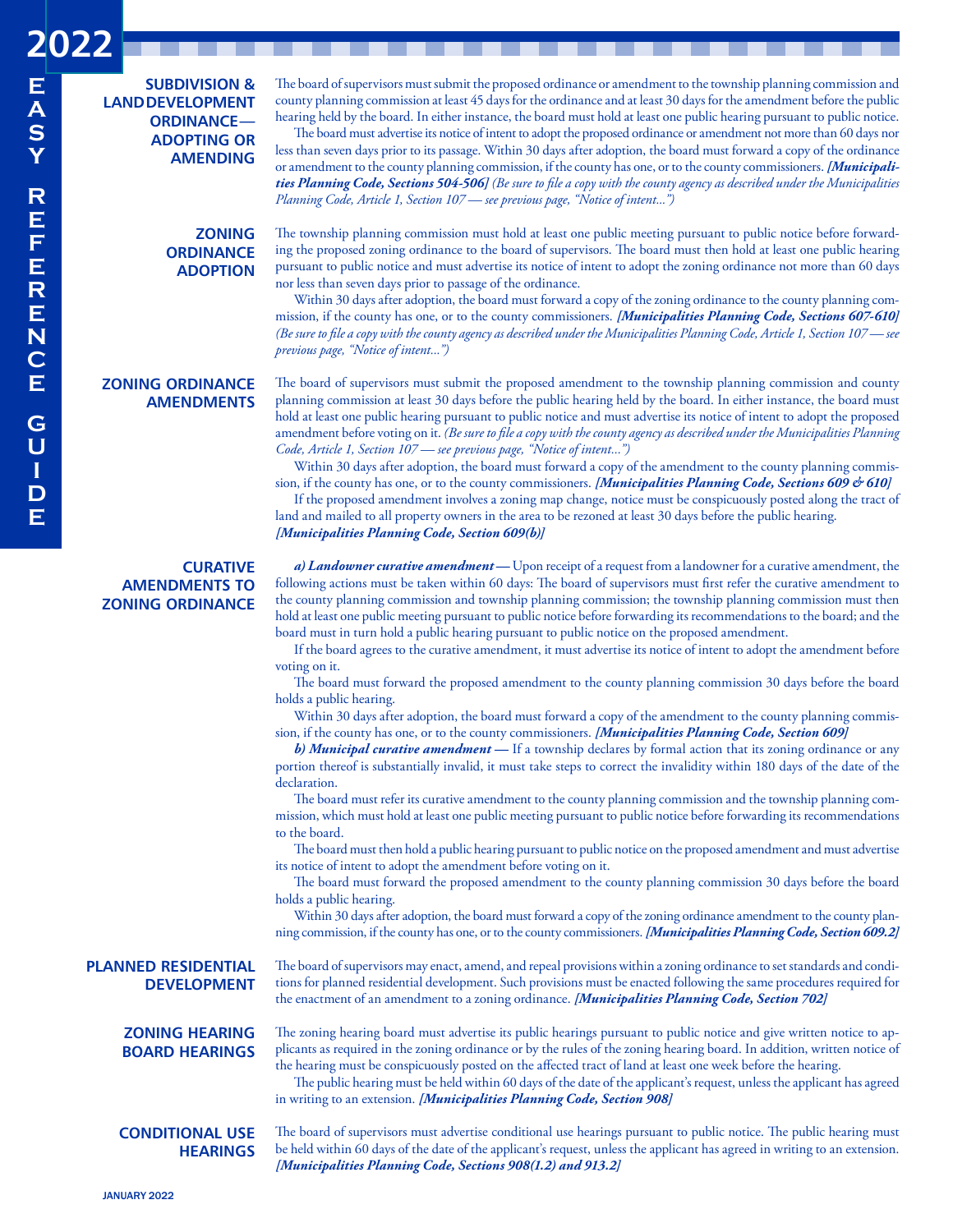## SUBDIVISION & LAND DEVELOPMENT ORDINANCE—ADOPTING OR AMENDING

The board of supervisors must submit the proposed ordinance or amendment to the township planning commission and county planning commission at least 45 days for the ordinance and at least 30 days for the amendment before the public hearing held by the board. In either instance, the board must hold at least one public hearing pursuant to public notice.

The board must advertise its notice of intent to adopt the proposed ordinance or amendment not more than 60 days nor less than seven days prior to its passage. Within 30 days after adoption, the board must forward a copy of the ordinance or amendment to the county planning commission, if the county has one, or to the county commissioners. ***[Municipalities Planning Code, Sections 504-506]*** *(Be sure to file a copy with the county agency as described under the Municipalities Planning Code, Article 1, Section 107 — see previous page, "Notice of intent...")*

## ZONING ORDINANCE ADOPTION

The township planning commission must hold at least one public meeting pursuant to public notice before forwarding the proposed zoning ordinance to the board of supervisors. The board must then hold at least one public hearing pursuant to public notice and must advertise its notice of intent to adopt the zoning ordinance not more than 60 days nor less than seven days prior to passage of the ordinance.

Within 30 days after adoption, the board must forward a copy of the zoning ordinance to the county planning commission, if the county has one, or to the county commissioners. ***[Municipalities Planning Code, Sections 607-610]*** *(Be sure to file a copy with the county agency as described under the Municipalities Planning Code, Article 1, Section 107 — see previous page, "Notice of intent...")*

## ZONING ORDINANCE AMENDMENTS

The board of supervisors must submit the proposed amendment to the township planning commission and county planning commission at least 30 days before the public hearing held by the board. In either instance, the board must hold at least one public hearing pursuant to public notice and must advertise its notice of intent to adopt the proposed amendment before voting on it. *(Be sure to file a copy with the county agency as described under the Municipalities Planning Code, Article 1, Section 107 — see previous page, "Notice of intent...")*

Within 30 days after adoption, the board must forward a copy of the amendment to the county planning commission, if the county has one, or to the county commissioners. ***[Municipalities Planning Code, Sections 609 & 610]***

If the proposed amendment involves a zoning map change, notice must be conspicuously posted along the tract of land and mailed to all property owners in the area to be rezoned at least 30 days before the public hearing. ***[Municipalities Planning Code, Section 609(b)]***

## CURATIVE AMENDMENTS TO ZONING ORDINANCE

***a) Landowner curative amendment —*** Upon receipt of a request from a landowner for a curative amendment, the following actions must be taken within 60 days: The board of supervisors must first refer the curative amendment to the county planning commission and township planning commission; the township planning commission must then hold at least one public meeting pursuant to public notice before forwarding its recommendations to the board; and the board must in turn hold a public hearing pursuant to public notice on the proposed amendment.

If the board agrees to the curative amendment, it must advertise its notice of intent to adopt the amendment before voting on it.

The board must forward the proposed amendment to the county planning commission 30 days before the board holds a public hearing.

Within 30 days after adoption, the board must forward a copy of the amendment to the county planning commission, if the county has one, or to the county commissioners. ***[Municipalities Planning Code, Section 609]***

***b) Municipal curative amendment —*** If a township declares by formal action that its zoning ordinance or any portion thereof is substantially invalid, it must take steps to correct the invalidity within 180 days of the date of the declaration.

The board must refer its curative amendment to the county planning commission and the township planning commission, which must hold at least one public meeting pursuant to public notice before forwarding its recommendations to the board.

The board must then hold a public hearing pursuant to public notice on the proposed amendment and must advertise its notice of intent to adopt the amendment before voting on it.

The board must forward the proposed amendment to the county planning commission 30 days before the board holds a public hearing.

Within 30 days after adoption, the board must forward a copy of the zoning ordinance amendment to the county planning commission, if the county has one, or to the county commissioners. ***[Municipalities Planning Code, Section 609.2]***

## PLANNED RESIDENTIAL DEVELOPMENT

The board of supervisors may enact, amend, and repeal provisions within a zoning ordinance to set standards and conditions for planned residential development. Such provisions must be enacted following the same procedures required for the enactment of an amendment to a zoning ordinance. ***[Municipalities Planning Code, Section 702]***

## ZONING HEARING BOARD HEARINGS

The zoning hearing board must advertise its public hearings pursuant to public notice and give written notice to applicants as required in the zoning ordinance or by the rules of the zoning hearing board. In addition, written notice of the hearing must be conspicuously posted on the affected tract of land at least one week before the hearing.

The public hearing must be held within 60 days of the date of the applicant's request, unless the applicant has agreed in writing to an extension. ***[Municipalities Planning Code, Section 908]***

## CONDITIONAL USE HEARINGS

The board of supervisors must advertise conditional use hearings pursuant to public notice. The public hearing must be held within 60 days of the date of the applicant's request, unless the applicant has agreed in writing to an extension. ***[Municipalities Planning Code, Sections 908(1.2) and 913.2]***